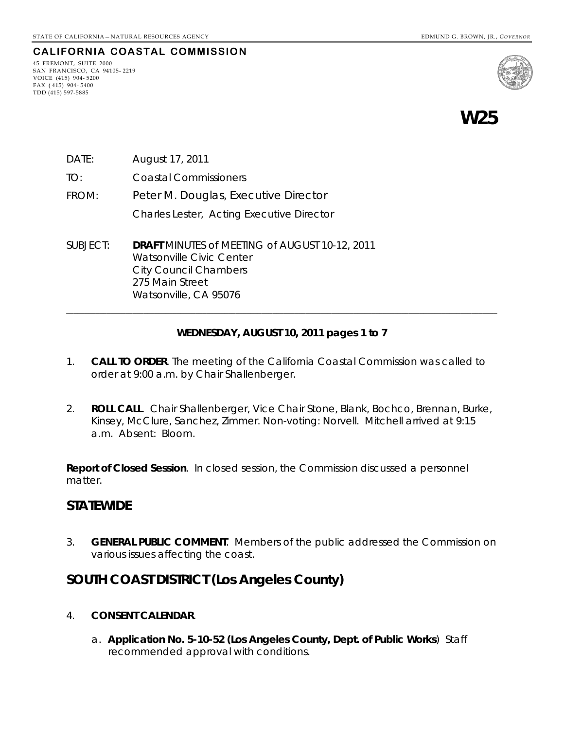STATE OF CALIFORNIA – NATURAL RESOURCES AGENCY

EDMUND G. BROWN, JR., *GOVERNOR*

**CALIFORNIA COASTAL COMMISSION**

45 FREMONT, SUITE 2000
SAN FRANCISCO, CA 94105- 2219
VOICE (415) 904- 5200
FAX ( 415) 904- 5400
TDD (415) 597-5885

# W25

DATE: August 17, 2011

TO: Coastal Commissioners

FROM: Peter M. Douglas, Executive Director
Charles Lester, Acting Executive Director

SUBJECT: **DRAFT** MINUTES of MEETING of AUGUST 10-12, 2011
Watsonville Civic Center
City Council Chambers
275 Main Street
Watsonville, CA 95076

---

**WEDNESDAY, AUGUST 10, 2011 pages 1 to 7**

1. **CALL TO ORDER**. The meeting of the California Coastal Commission was called to order at 9:00 a.m. by Chair Shallenberger.

2. **ROLL CALL**. Chair Shallenberger, Vice Chair Stone, Blank, Bochco, Brennan, Burke, Kinsey, McClure, Sanchez, Zimmer. Non-voting: Norvell. Mitchell arrived at 9:15 a.m. Absent: Bloom.

**Report of Closed Session**. In closed session, the Commission discussed a personnel matter.

## STATEWIDE

3. **GENERAL PUBLIC COMMENT**. Members of the public addressed the Commission on various issues affecting the coast.

## SOUTH COAST DISTRICT (Los Angeles County)

4. **CONSENT CALENDAR**.

   a. **Application No. 5-10-52 (Los Angeles County, Dept. of Public Works**) Staff recommended approval with conditions.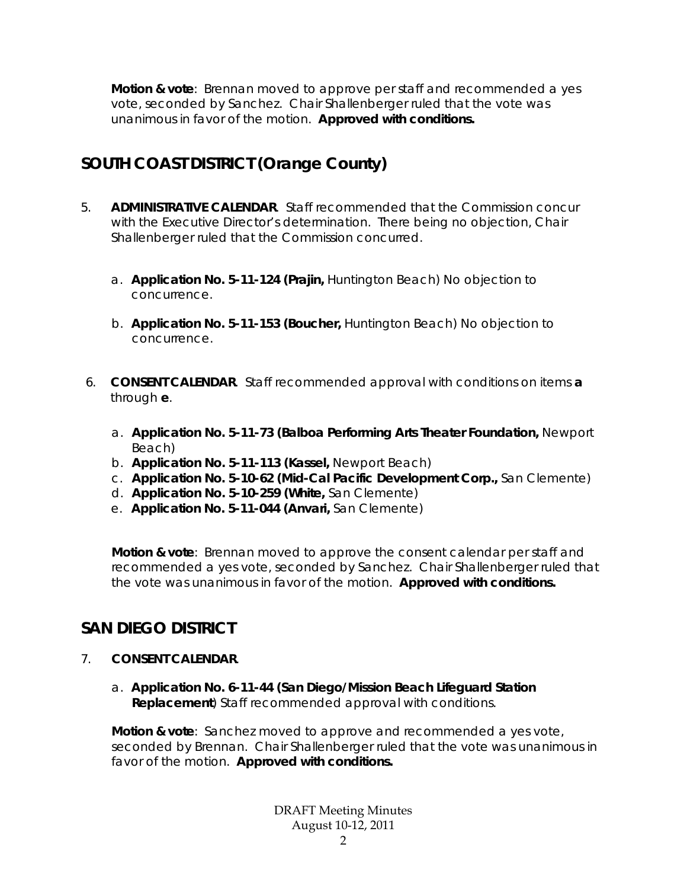**Motion & vote**: Brennan moved to approve per staff and recommended a yes vote, seconded by Sanchez. Chair Shallenberger ruled that the vote was unanimous in favor of the motion. **Approved with conditions.**

## SOUTH COAST DISTRICT (Orange County)

5. **ADMINISTRATIVE CALENDAR**. Staff recommended that the Commission concur with the Executive Director's determination. There being no objection, Chair Shallenberger ruled that the Commission concurred.

   a. **Application No. 5-11-124 (Prajin,** Huntington Beach) No objection to concurrence.

   b. **Application No. 5-11-153 (Boucher,** Huntington Beach) No objection to concurrence.

6. **CONSENT CALENDAR**. Staff recommended approval with conditions on items **a** through **e**.

   a. **Application No. 5-11-73 (Balboa Performing Arts Theater Foundation,** Newport Beach)
   b. **Application No. 5-11-113 (Kassel,** Newport Beach)
   c. **Application No. 5-10-62 (Mid-Cal Pacific Development Corp.,** San Clemente)
   d. **Application No. 5-10-259 (White,** San Clemente)
   e. **Application No. 5-11-044 (Anvari,** San Clemente)

   **Motion & vote**: Brennan moved to approve the consent calendar per staff and recommended a yes vote, seconded by Sanchez. Chair Shallenberger ruled that the vote was unanimous in favor of the motion. **Approved with conditions.**

## SAN DIEGO DISTRICT

7. **CONSENT CALENDAR**.

   a. **Application No. 6-11-44 (San Diego/Mission Beach Lifeguard Station Replacement**) Staff recommended approval with conditions.

   **Motion & vote**: Sanchez moved to approve and recommended a yes vote, seconded by Brennan. Chair Shallenberger ruled that the vote was unanimous in favor of the motion. **Approved with conditions.**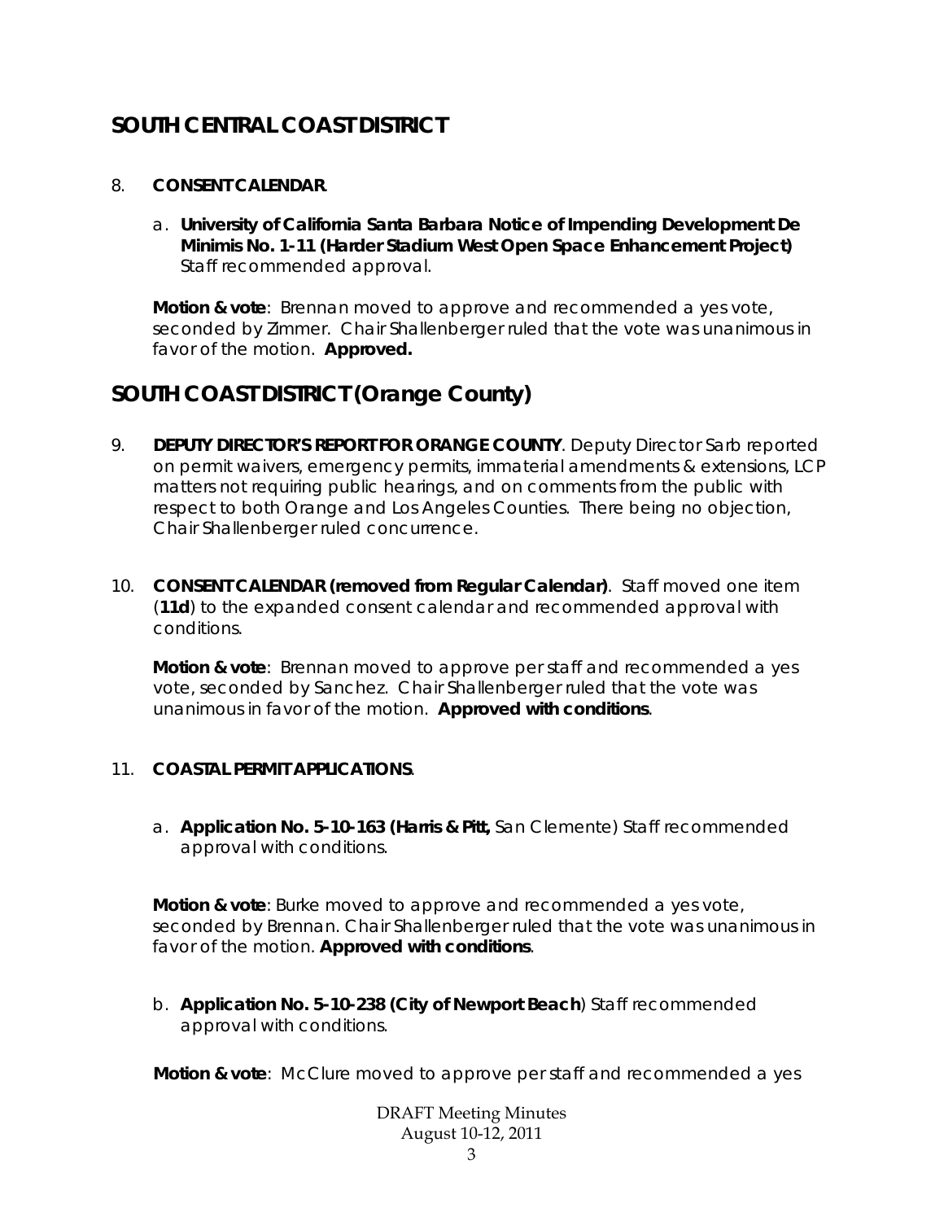## SOUTH CENTRAL COAST DISTRICT

8. **CONSENT CALENDAR**.

   a. **University of California Santa Barbara Notice of Impending Development De Minimis No. 1-11 (Harder Stadium West Open Space Enhancement Project)** Staff recommended approval.

   **Motion & vote**: Brennan moved to approve and recommended a yes vote, seconded by Zimmer. Chair Shallenberger ruled that the vote was unanimous in favor of the motion. **Approved.**

## SOUTH COAST DISTRICT (Orange County)

9. **DEPUTY DIRECTOR'S REPORT FOR ORANGE COUNTY**. Deputy Director Sarb reported on permit waivers, emergency permits, immaterial amendments & extensions, LCP matters not requiring public hearings, and on comments from the public with respect to both Orange and Los Angeles Counties. There being no objection, Chair Shallenberger ruled concurrence.

10. **CONSENT CALENDAR (removed from Regular Calendar)**. Staff moved one item (**11d**) to the expanded consent calendar and recommended approval with conditions.

    **Motion & vote**: Brennan moved to approve per staff and recommended a yes vote, seconded by Sanchez. Chair Shallenberger ruled that the vote was unanimous in favor of the motion. **Approved with conditions**.

11. **COASTAL PERMIT APPLICATIONS**.

    a. **Application No. 5-10-163 (Harris & Pitt,** San Clemente) Staff recommended approval with conditions.

    **Motion & vote**: Burke moved to approve and recommended a yes vote, seconded by Brennan. Chair Shallenberger ruled that the vote was unanimous in favor of the motion. **Approved with conditions**.

    b. **Application No. 5-10-238 (City of Newport Beach**) Staff recommended approval with conditions.

    **Motion & vote**: McClure moved to approve per staff and recommended a yes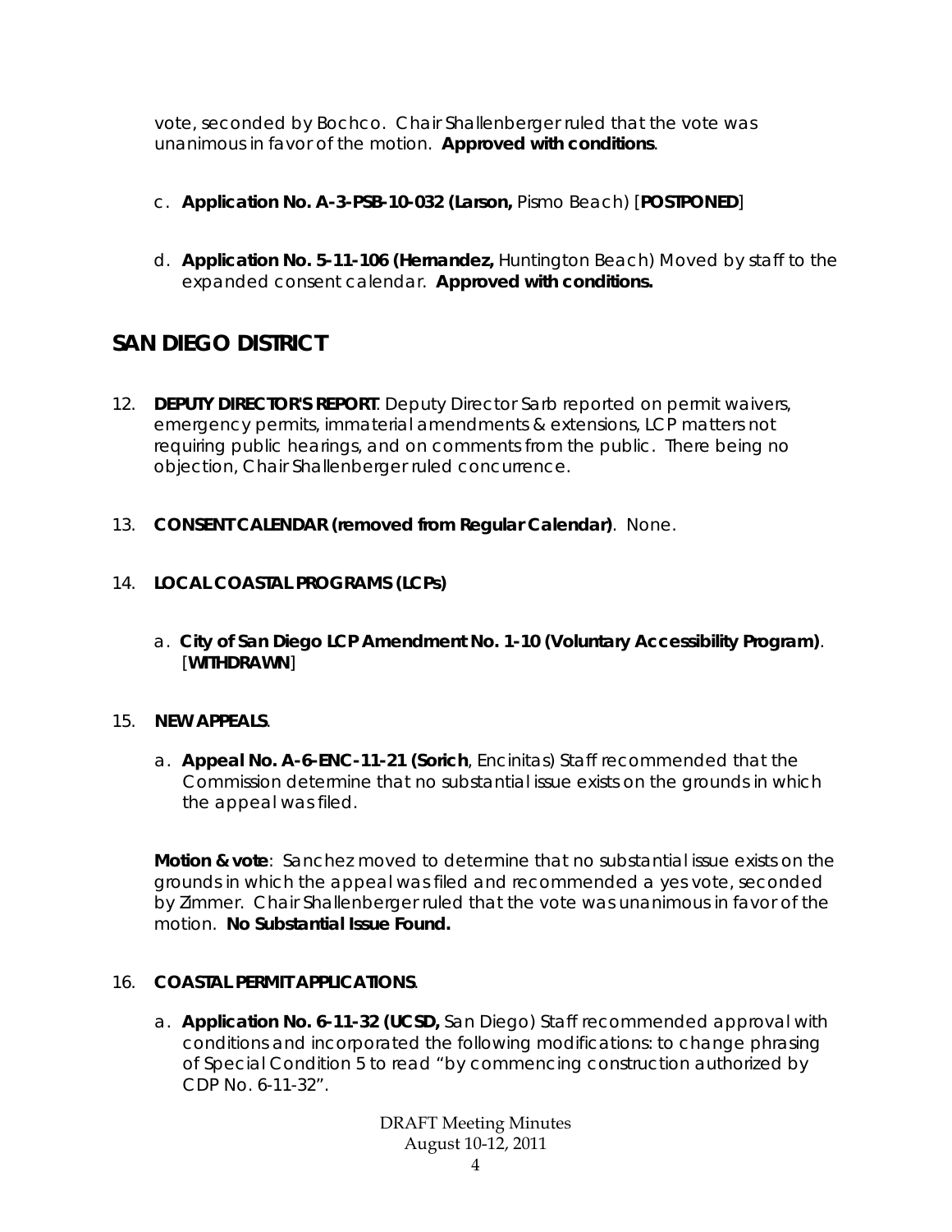vote, seconded by Bochco. Chair Shallenberger ruled that the vote was unanimous in favor of the motion. **Approved with conditions**.

c. **Application No. A-3-PSB-10-032 (Larson,** Pismo Beach) [**POSTPONED**]

d. **Application No. 5-11-106 (Hernandez,** Huntington Beach) Moved by staff to the expanded consent calendar. **Approved with conditions.**

## SAN DIEGO DISTRICT

12. **DEPUTY DIRECTOR'S REPORT**. Deputy Director Sarb reported on permit waivers, emergency permits, immaterial amendments & extensions, LCP matters not requiring public hearings, and on comments from the public. There being no objection, Chair Shallenberger ruled concurrence.

13. **CONSENT CALENDAR (removed from Regular Calendar)**. None.

14. **LOCAL COASTAL PROGRAMS (LCPs)**

    a. **City of San Diego LCP Amendment No. 1-10 (Voluntary Accessibility Program)**. [**WITHDRAWN**]

15. **NEW APPEALS**.

    a. **Appeal No. A-6-ENC-11-21 (Sorich**, Encinitas) Staff recommended that the Commission determine that no substantial issue exists on the grounds in which the appeal was filed.

    **Motion & vote**: Sanchez moved to determine that no substantial issue exists on the grounds in which the appeal was filed and recommended a yes vote, seconded by Zimmer. Chair Shallenberger ruled that the vote was unanimous in favor of the motion. **No Substantial Issue Found.**

16. **COASTAL PERMIT APPLICATIONS**.

    a. **Application No. 6-11-32 (UCSD,** San Diego) Staff recommended approval with conditions and incorporated the following modifications: to change phrasing of Special Condition 5 to read "by commencing construction authorized by CDP No. 6-11-32".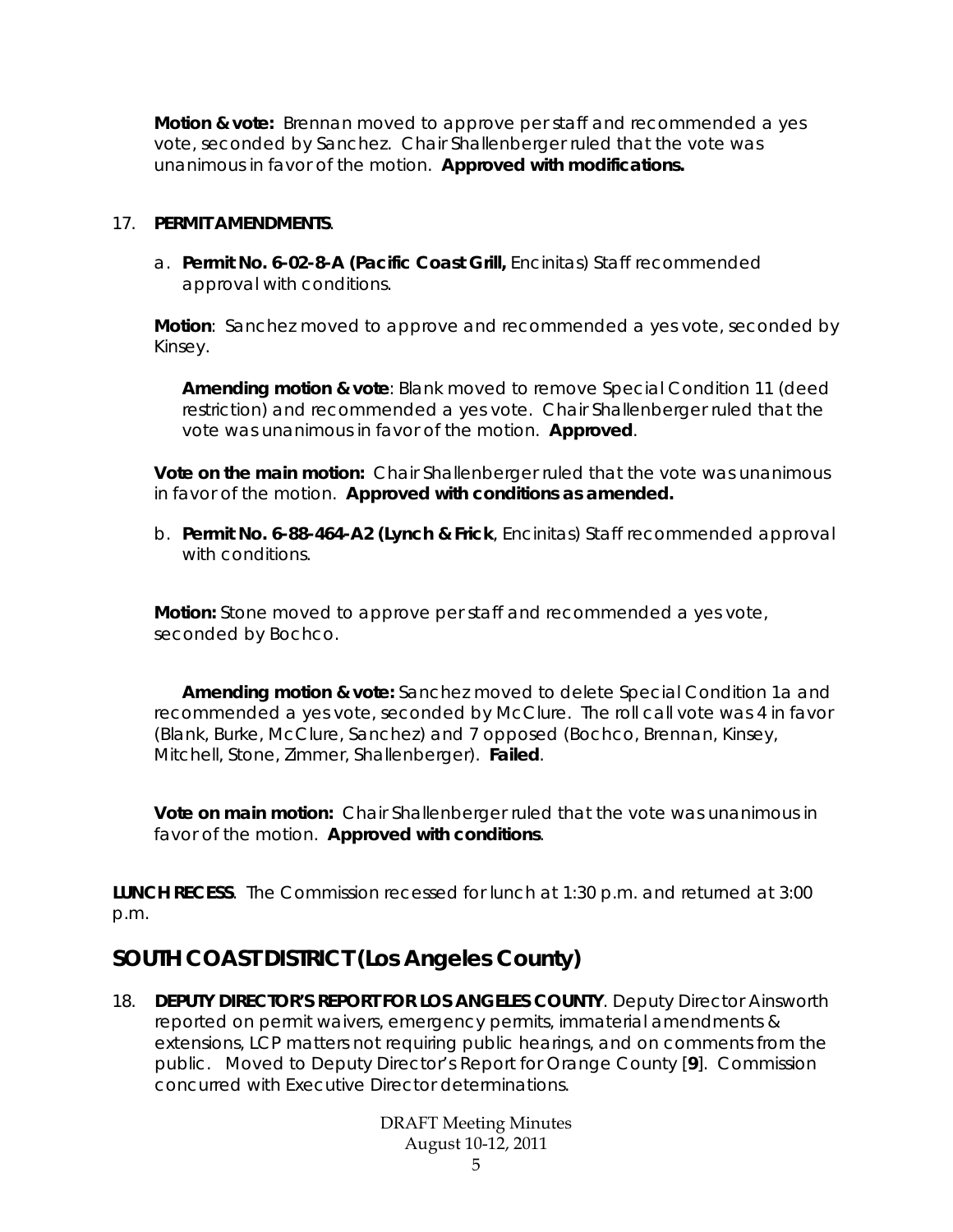**Motion & vote:** Brennan moved to approve per staff and recommended a yes vote, seconded by Sanchez. Chair Shallenberger ruled that the vote was unanimous in favor of the motion. **Approved with modifications.**

17. **PERMIT AMENDMENTS**.

   a. **Permit No. 6-02-8-A (Pacific Coast Grill,** Encinitas) Staff recommended approval with conditions.

   **Motion**: Sanchez moved to approve and recommended a yes vote, seconded by Kinsey.

   **Amending motion & vote**: Blank moved to remove Special Condition 11 (deed restriction) and recommended a yes vote. Chair Shallenberger ruled that the vote was unanimous in favor of the motion. **Approved**.

   **Vote on the main motion:** Chair Shallenberger ruled that the vote was unanimous in favor of the motion. **Approved with conditions as amended.**

   b. **Permit No. 6-88-464-A2 (Lynch & Frick**, Encinitas) Staff recommended approval with conditions.

   **Motion:** Stone moved to approve per staff and recommended a yes vote, seconded by Bochco.

   **Amending motion & vote:** Sanchez moved to delete Special Condition 1a and recommended a yes vote, seconded by McClure. The roll call vote was 4 in favor (Blank, Burke, McClure, Sanchez) and 7 opposed (Bochco, Brennan, Kinsey, Mitchell, Stone, Zimmer, Shallenberger). **Failed**.

   **Vote on main motion:** Chair Shallenberger ruled that the vote was unanimous in favor of the motion. **Approved with conditions**.

**LUNCH RECESS**. The Commission recessed for lunch at 1:30 p.m. and returned at 3:00 p.m.

## SOUTH COAST DISTRICT (Los Angeles County)

18. **DEPUTY DIRECTOR'S REPORT FOR LOS ANGELES COUNTY**. Deputy Director Ainsworth reported on permit waivers, emergency permits, immaterial amendments & extensions, LCP matters not requiring public hearings, and on comments from the public. Moved to Deputy Director's Report for Orange County [**9**]. Commission concurred with Executive Director determinations.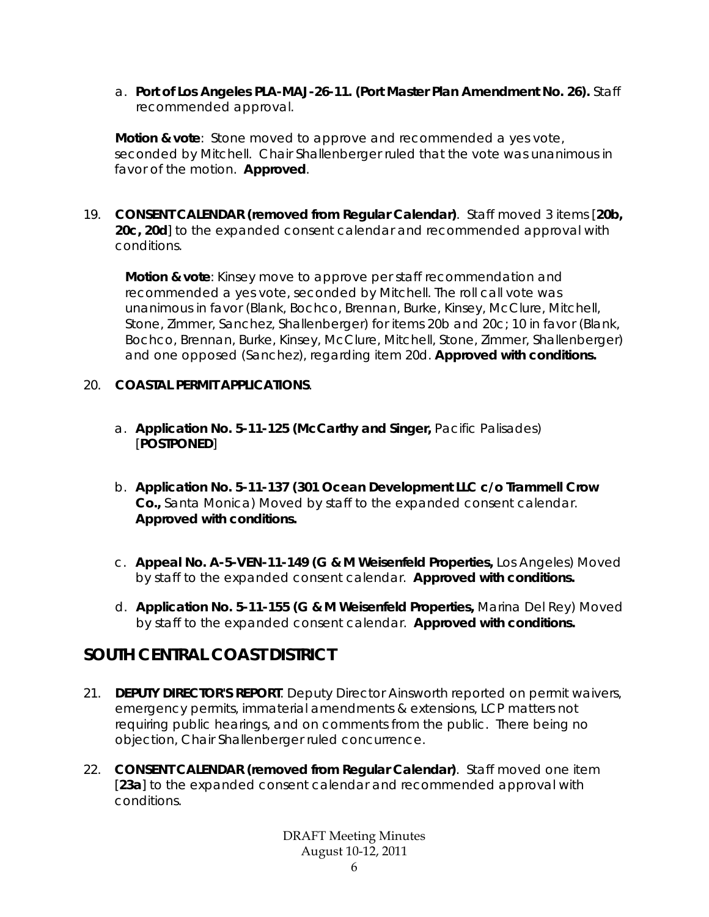a. **Port of Los Angeles PLA-MAJ-26-11. (Port Master Plan Amendment No. 26).** Staff recommended approval.

**Motion & vote**: Stone moved to approve and recommended a yes vote, seconded by Mitchell. Chair Shallenberger ruled that the vote was unanimous in favor of the motion. **Approved**.

19. **CONSENT CALENDAR (removed from Regular Calendar)**. Staff moved 3 items [**20b, 20c, 20d**] to the expanded consent calendar and recommended approval with conditions.

    **Motion & vote**: Kinsey move to approve per staff recommendation and recommended a yes vote, seconded by Mitchell. The roll call vote was unanimous in favor (Blank, Bochco, Brennan, Burke, Kinsey, McClure, Mitchell, Stone, Zimmer, Sanchez, Shallenberger) for items 20b and 20c; 10 in favor (Blank, Bochco, Brennan, Burke, Kinsey, McClure, Mitchell, Stone, Zimmer, Shallenberger) and one opposed (Sanchez), regarding item 20d. **Approved with conditions.**

20. **COASTAL PERMIT APPLICATIONS**.

    a. **Application No. 5-11-125 (McCarthy and Singer,** Pacific Palisades) [**POSTPONED**]

    b. **Application No. 5-11-137 (301 Ocean Development LLC c/o Trammell Crow Co.,** Santa Monica) Moved by staff to the expanded consent calendar. **Approved with conditions.**

    c. **Appeal No. A-5-VEN-11-149 (G & M Weisenfeld Properties,** Los Angeles) Moved by staff to the expanded consent calendar. **Approved with conditions.**

    d. **Application No. 5-11-155 (G & M Weisenfeld Properties,** Marina Del Rey) Moved by staff to the expanded consent calendar. **Approved with conditions.**

## SOUTH CENTRAL COAST DISTRICT

21. **DEPUTY DIRECTOR'S REPORT**. Deputy Director Ainsworth reported on permit waivers, emergency permits, immaterial amendments & extensions, LCP matters not requiring public hearings, and on comments from the public. There being no objection, Chair Shallenberger ruled concurrence.

22. **CONSENT CALENDAR (removed from Regular Calendar)**. Staff moved one item [**23a**] to the expanded consent calendar and recommended approval with conditions.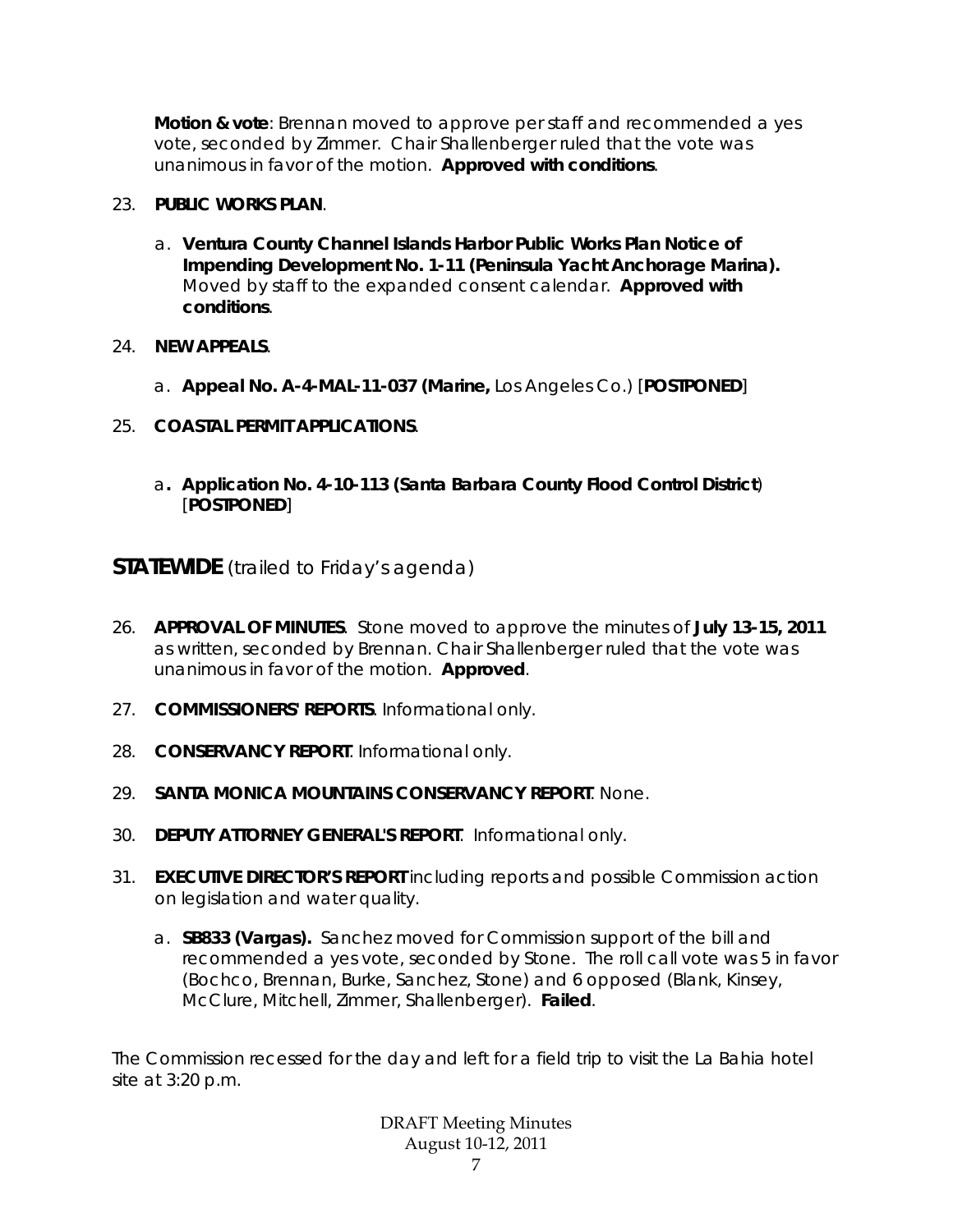**Motion & vote**: Brennan moved to approve per staff and recommended a yes vote, seconded by Zimmer. Chair Shallenberger ruled that the vote was unanimous in favor of the motion. **Approved with conditions**.

23. **PUBLIC WORKS PLAN**.

    a. **Ventura County Channel Islands Harbor Public Works Plan Notice of Impending Development No. 1-11 (Peninsula Yacht Anchorage Marina).** Moved by staff to the expanded consent calendar. **Approved with conditions**.

24. **NEW APPEALS**.

    a. **Appeal No. A-4-MAL-11-037 (Marine,** Los Angeles Co.) [**POSTPONED**]

25. **COASTAL PERMIT APPLICATIONS**.

    a**. Application No. 4-10-113 (Santa Barbara County Flood Control District**) [**POSTPONED**]

## STATEWIDE (trailed to Friday's agenda)

26. **APPROVAL OF MINUTES**. Stone moved to approve the minutes of **July 13-15, 2011** as written, seconded by Brennan. Chair Shallenberger ruled that the vote was unanimous in favor of the motion. **Approved**.

27. **COMMISSIONERS' REPORTS**. Informational only.

28. **CONSERVANCY REPORT**. Informational only.

29. **SANTA MONICA MOUNTAINS CONSERVANCY REPORT**. None.

30. **DEPUTY ATTORNEY GENERAL'S REPORT**. Informational only.

31. **EXECUTIVE DIRECTOR'S REPORT** including reports and possible Commission action on legislation and water quality.

    a. **SB833 (Vargas).** Sanchez moved for Commission support of the bill and recommended a yes vote, seconded by Stone. The roll call vote was 5 in favor (Bochco, Brennan, Burke, Sanchez, Stone) and 6 opposed (Blank, Kinsey, McClure, Mitchell, Zimmer, Shallenberger). **Failed**.

The Commission recessed for the day and left for a field trip to visit the La Bahia hotel site at 3:20 p.m.

DRAFT Meeting Minutes
August 10-12, 2011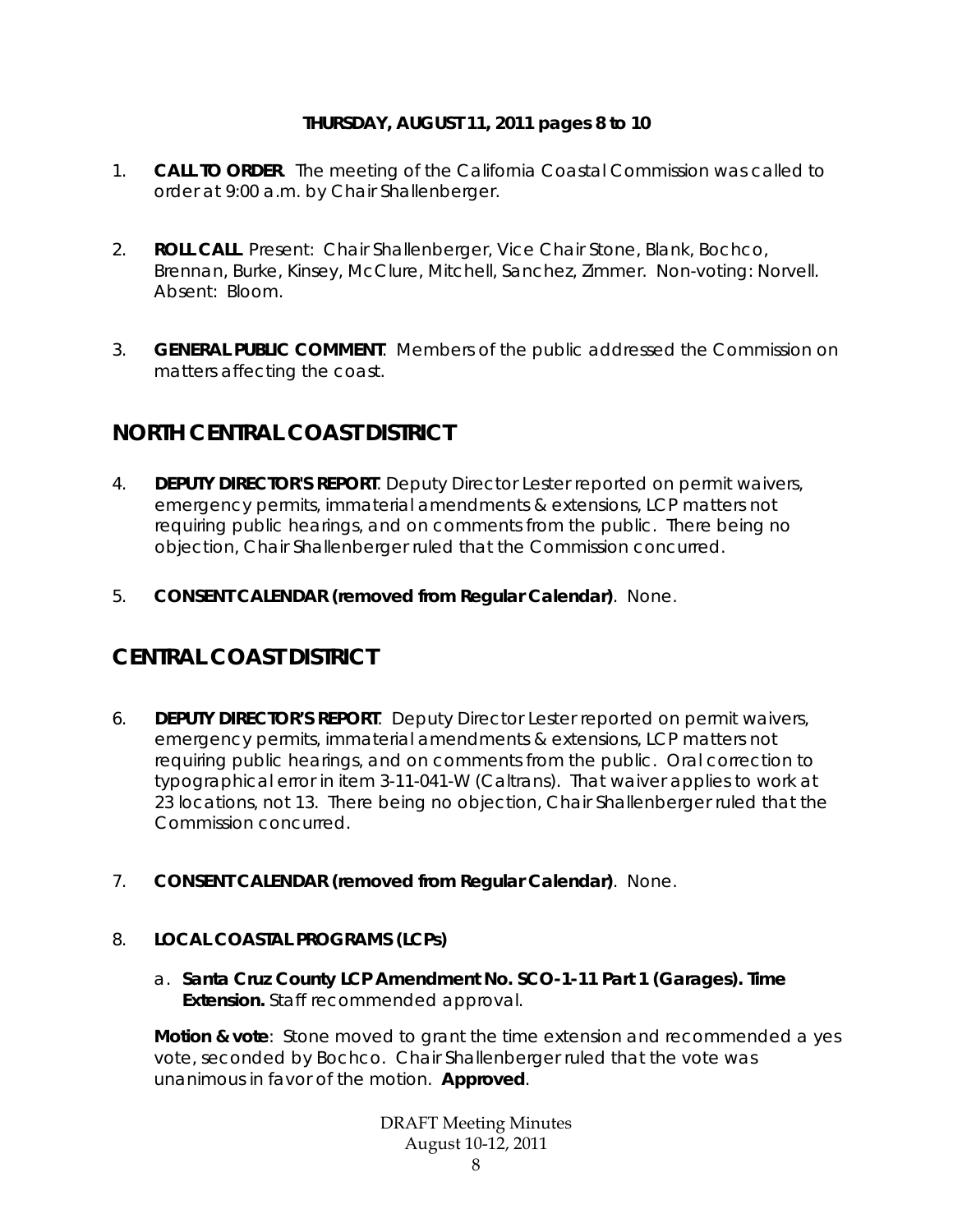**THURSDAY, AUGUST 11, 2011 pages 8 to 10**

1. **CALL TO ORDER**. The meeting of the California Coastal Commission was called to order at 9:00 a.m. by Chair Shallenberger.

2. **ROLL CALL**. Present: Chair Shallenberger, Vice Chair Stone, Blank, Bochco, Brennan, Burke, Kinsey, McClure, Mitchell, Sanchez, Zimmer. Non-voting: Norvell. Absent: Bloom.

3. **GENERAL PUBLIC COMMENT**. Members of the public addressed the Commission on matters affecting the coast.

## NORTH CENTRAL COAST DISTRICT

4. **DEPUTY DIRECTOR'S REPORT**. Deputy Director Lester reported on permit waivers, emergency permits, immaterial amendments & extensions, LCP matters not requiring public hearings, and on comments from the public. There being no objection, Chair Shallenberger ruled that the Commission concurred.

5. **CONSENT CALENDAR (removed from Regular Calendar)**. None.

## CENTRAL COAST DISTRICT

6. **DEPUTY DIRECTOR'S REPORT**. Deputy Director Lester reported on permit waivers, emergency permits, immaterial amendments & extensions, LCP matters not requiring public hearings, and on comments from the public. Oral correction to typographical error in item 3-11-041-W (Caltrans). That waiver applies to work at 23 locations, not 13. There being no objection, Chair Shallenberger ruled that the Commission concurred.

7. **CONSENT CALENDAR (removed from Regular Calendar)**. None.

8. **LOCAL COASTAL PROGRAMS (LCPs)**

   a. **Santa Cruz County LCP Amendment No. SCO-1-11 Part 1 (Garages). Time Extension.** Staff recommended approval.

   **Motion & vote**: Stone moved to grant the time extension and recommended a yes vote, seconded by Bochco. Chair Shallenberger ruled that the vote was unanimous in favor of the motion. **Approved**.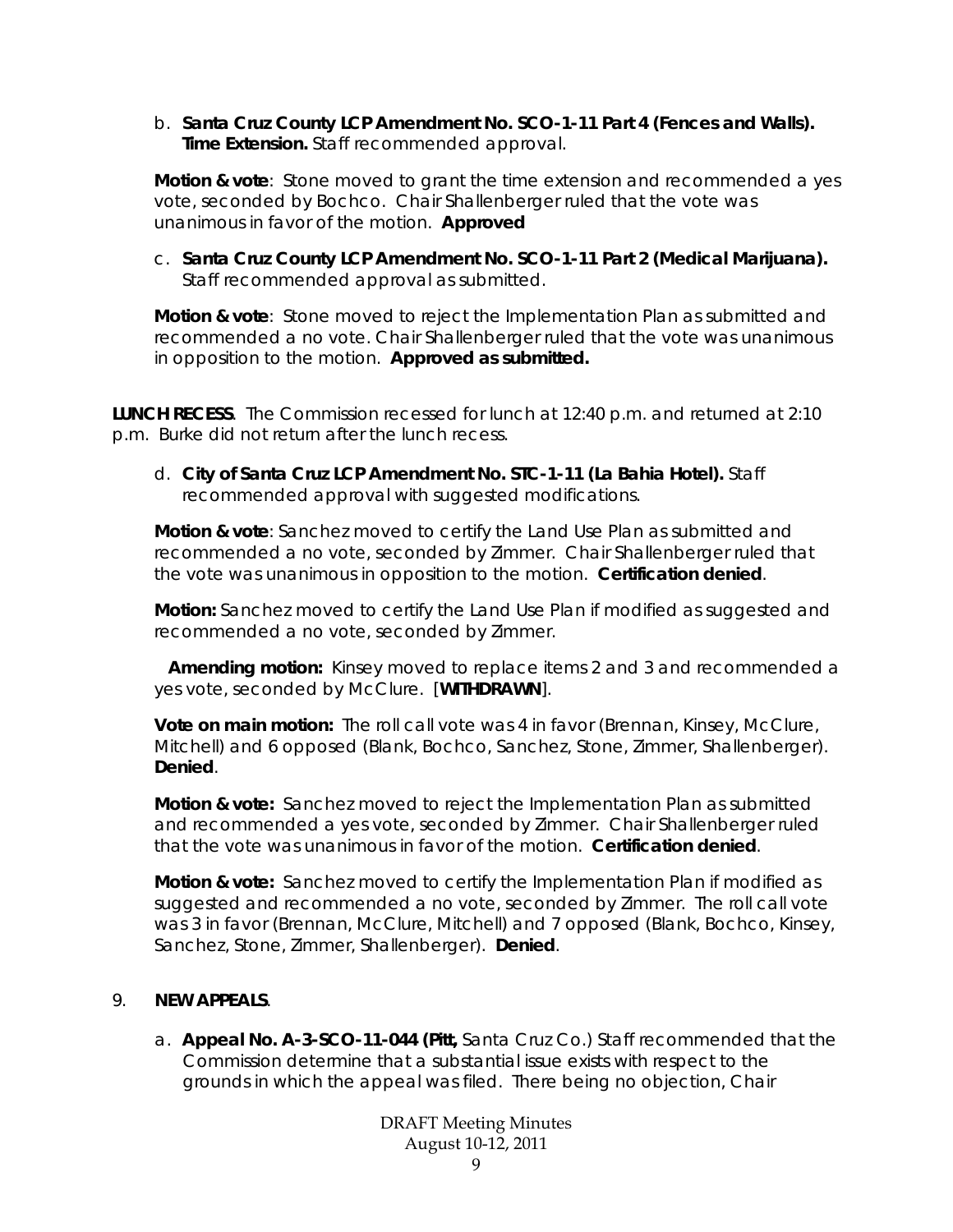b. **Santa Cruz County LCP Amendment No. SCO-1-11 Part 4 (Fences and Walls). Time Extension.** Staff recommended approval.

**Motion & vote**: Stone moved to grant the time extension and recommended a yes vote, seconded by Bochco. Chair Shallenberger ruled that the vote was unanimous in favor of the motion. **Approved**

c. **Santa Cruz County LCP Amendment No. SCO-1-11 Part 2 (Medical Marijuana).** Staff recommended approval as submitted.

**Motion & vote**: Stone moved to reject the Implementation Plan as submitted and recommended a no vote. Chair Shallenberger ruled that the vote was unanimous in opposition to the motion. **Approved as submitted.**

**LUNCH RECESS**. The Commission recessed for lunch at 12:40 p.m. and returned at 2:10 p.m. Burke did not return after the lunch recess.

d. **City of Santa Cruz LCP Amendment No. STC-1-11 (La Bahia Hotel).** Staff recommended approval with suggested modifications.

**Motion & vote**: Sanchez moved to certify the Land Use Plan as submitted and recommended a no vote, seconded by Zimmer. Chair Shallenberger ruled that the vote was unanimous in opposition to the motion. **Certification denied**.

**Motion:** Sanchez moved to certify the Land Use Plan if modified as suggested and recommended a no vote, seconded by Zimmer.

**Amending motion:** Kinsey moved to replace items 2 and 3 and recommended a yes vote, seconded by McClure. [**WITHDRAWN**].

**Vote on main motion:** The roll call vote was 4 in favor (Brennan, Kinsey, McClure, Mitchell) and 6 opposed (Blank, Bochco, Sanchez, Stone, Zimmer, Shallenberger). **Denied**.

**Motion & vote:** Sanchez moved to reject the Implementation Plan as submitted and recommended a yes vote, seconded by Zimmer. Chair Shallenberger ruled that the vote was unanimous in favor of the motion. **Certification denied**.

**Motion & vote:** Sanchez moved to certify the Implementation Plan if modified as suggested and recommended a no vote, seconded by Zimmer. The roll call vote was 3 in favor (Brennan, McClure, Mitchell) and 7 opposed (Blank, Bochco, Kinsey, Sanchez, Stone, Zimmer, Shallenberger). **Denied**.

9. **NEW APPEALS**.

a. **Appeal No. A-3-SCO-11-044 (Pitt,** Santa Cruz Co.) Staff recommended that the Commission determine that a substantial issue exists with respect to the grounds in which the appeal was filed. There being no objection, Chair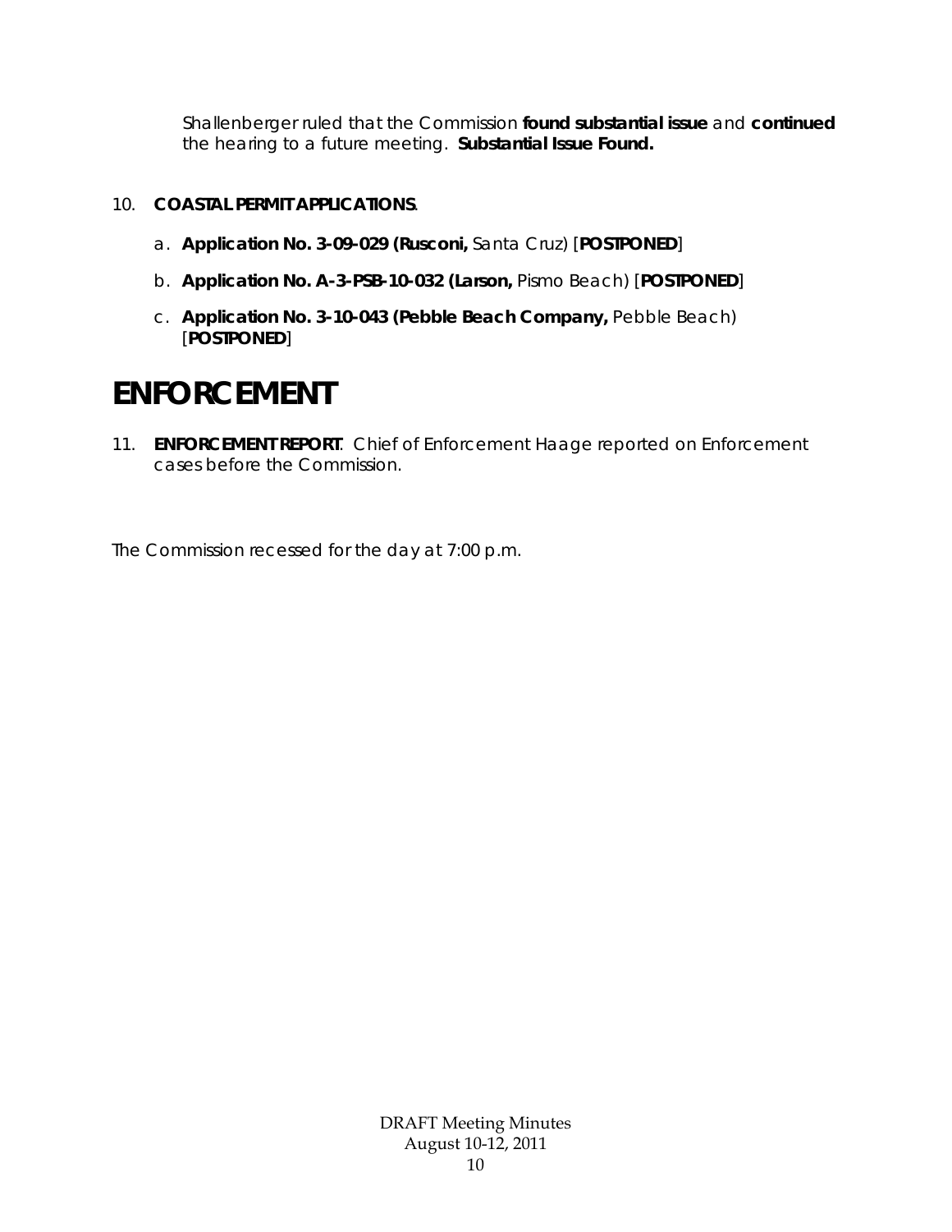Shallenberger ruled that the Commission **found substantial issue** and **continued** the hearing to a future meeting. **Substantial Issue Found.**

10. **COASTAL PERMIT APPLICATIONS**.

    a. **Application No. 3-09-029 (Rusconi,** Santa Cruz) [**POSTPONED**]

    b. **Application No. A-3-PSB-10-032 (Larson,** Pismo Beach) [**POSTPONED**]

    c. **Application No. 3-10-043 (Pebble Beach Company,** Pebble Beach) [**POSTPONED**]

# ENFORCEMENT

11. **ENFORCEMENT REPORT**. Chief of Enforcement Haage reported on Enforcement cases before the Commission.

The Commission recessed for the day at 7:00 p.m.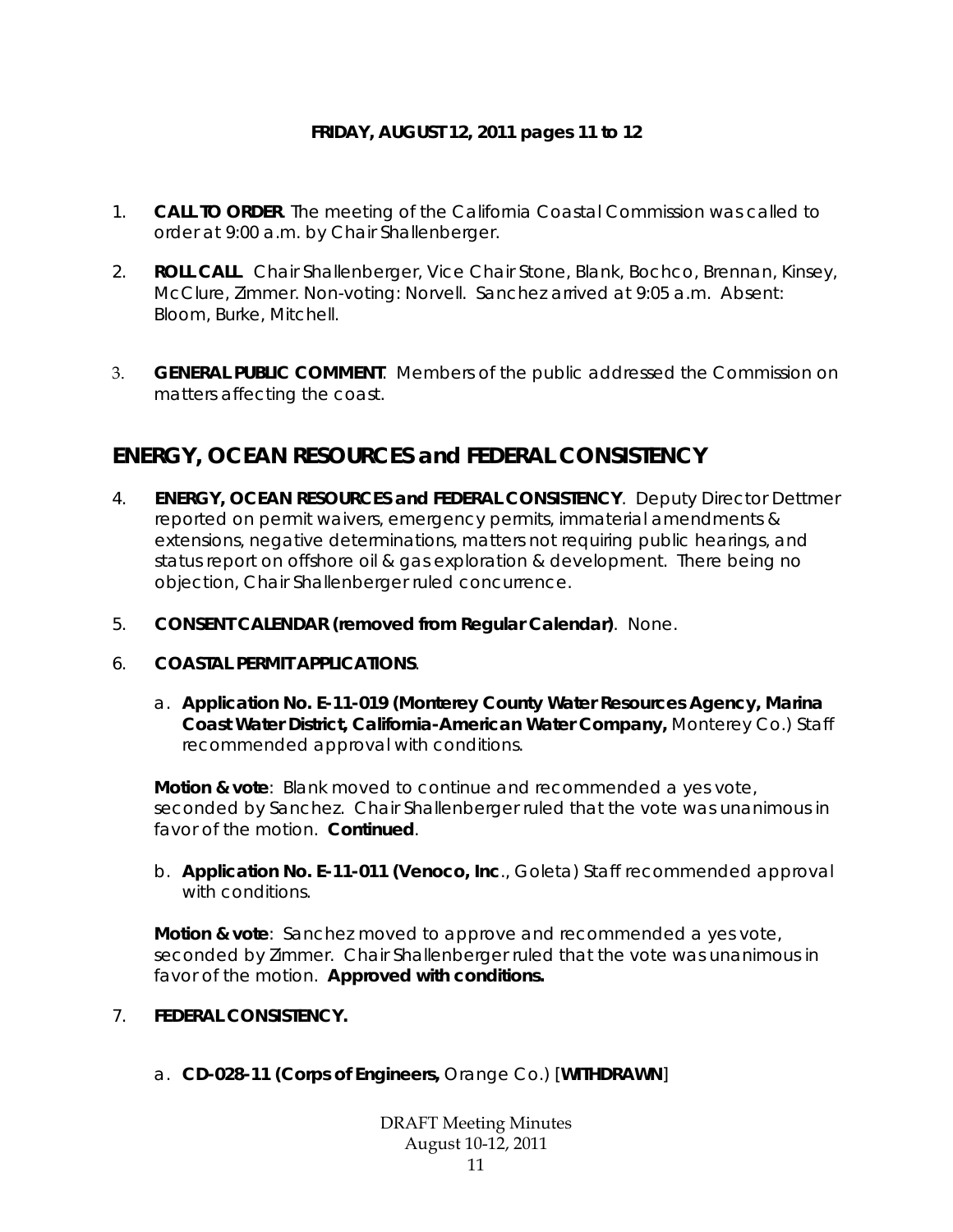**FRIDAY, AUGUST 12, 2011 pages 11 to 12**

1. **CALL TO ORDER**. The meeting of the California Coastal Commission was called to order at 9:00 a.m. by Chair Shallenberger.

2. **ROLL CALL**. Chair Shallenberger, Vice Chair Stone, Blank, Bochco, Brennan, Kinsey, McClure, Zimmer. Non-voting: Norvell. Sanchez arrived at 9:05 a.m. Absent: Bloom, Burke, Mitchell.

3. **GENERAL PUBLIC COMMENT**. Members of the public addressed the Commission on matters affecting the coast.

## ENERGY, OCEAN RESOURCES and FEDERAL CONSISTENCY

4. **ENERGY, OCEAN RESOURCES and FEDERAL CONSISTENCY**. Deputy Director Dettmer reported on permit waivers, emergency permits, immaterial amendments & extensions, negative determinations, matters not requiring public hearings, and status report on offshore oil & gas exploration & development. There being no objection, Chair Shallenberger ruled concurrence.

5. **CONSENT CALENDAR (removed from Regular Calendar)**. None.

6. **COASTAL PERMIT APPLICATIONS**.

   a. **Application No. E-11-019 (Monterey County Water Resources Agency, Marina Coast Water District, California-American Water Company,** Monterey Co.) Staff recommended approval with conditions.

   **Motion & vote**: Blank moved to continue and recommended a yes vote, seconded by Sanchez. Chair Shallenberger ruled that the vote was unanimous in favor of the motion. **Continued**.

   b. **Application No. E-11-011 (Venoco, Inc**., Goleta) Staff recommended approval with conditions.

   **Motion & vote**: Sanchez moved to approve and recommended a yes vote, seconded by Zimmer. Chair Shallenberger ruled that the vote was unanimous in favor of the motion. **Approved with conditions.**

7. **FEDERAL CONSISTENCY.**

   a. **CD-028-11 (Corps of Engineers,** Orange Co.) [**WITHDRAWN**]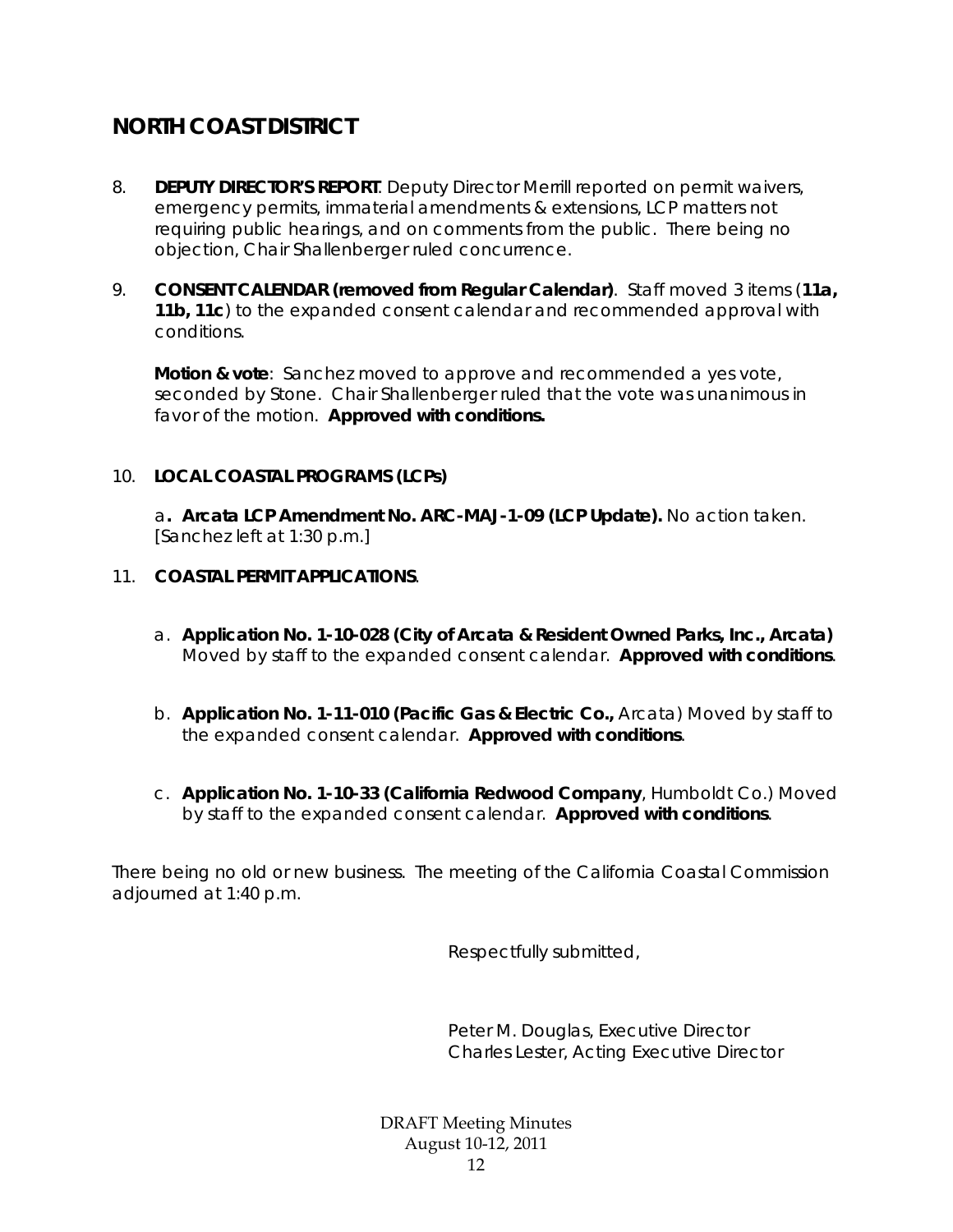## NORTH COAST DISTRICT

8. **DEPUTY DIRECTOR'S REPORT**. Deputy Director Merrill reported on permit waivers, emergency permits, immaterial amendments & extensions, LCP matters not requiring public hearings, and on comments from the public. There being no objection, Chair Shallenberger ruled concurrence.

9. **CONSENT CALENDAR (removed from Regular Calendar)**. Staff moved 3 items (**11a, 11b, 11c**) to the expanded consent calendar and recommended approval with conditions.

   **Motion & vote**: Sanchez moved to approve and recommended a yes vote, seconded by Stone. Chair Shallenberger ruled that the vote was unanimous in favor of the motion. **Approved with conditions.**

10. **LOCAL COASTAL PROGRAMS (LCPs)**

    a**. Arcata LCP Amendment No. ARC-MAJ-1-09 (LCP Update).** No action taken. [Sanchez left at 1:30 p.m.]

11. **COASTAL PERMIT APPLICATIONS**.

    a. **Application No. 1-10-028 (City of Arcata & Resident Owned Parks, Inc., Arcata)** Moved by staff to the expanded consent calendar. **Approved with conditions**.

    b. **Application No. 1-11-010 (Pacific Gas & Electric Co.,** Arcata) Moved by staff to the expanded consent calendar. **Approved with conditions**.

    c. **Application No. 1-10-33 (California Redwood Company**, Humboldt Co.) Moved by staff to the expanded consent calendar. **Approved with conditions**.

There being no old or new business. The meeting of the California Coastal Commission adjourned at 1:40 p.m.

Respectfully submitted,

Peter M. Douglas, Executive Director
Charles Lester, Acting Executive Director

DRAFT Meeting Minutes
August 10-12, 2011